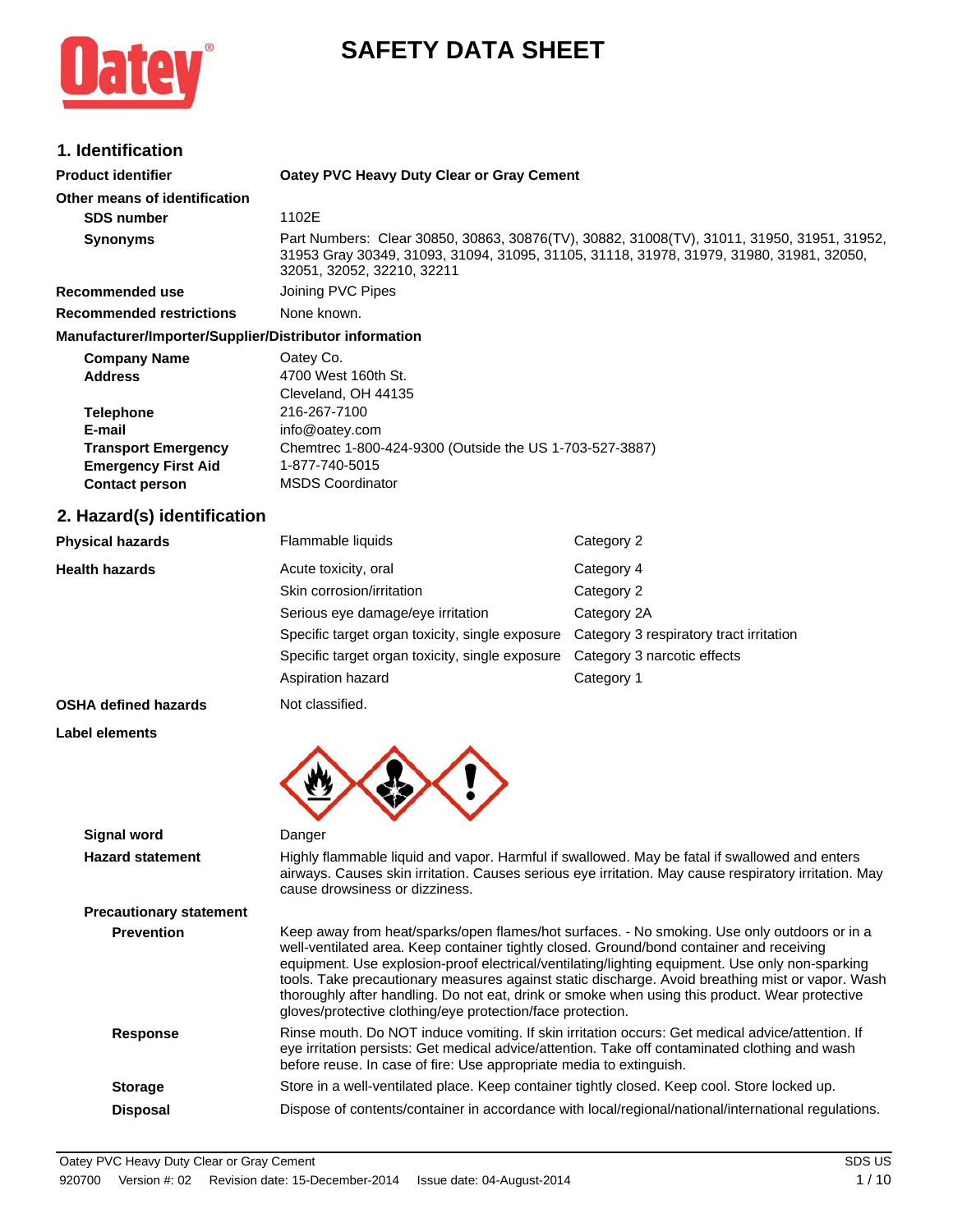# SAFETY DATA SHEET

## 1. Identification

| | |
|---|---|
| **Product identifier** | **Oatey PVC Heavy Duty Clear or Gray Cement** |
| **Other means of identification** | |
| **SDS number** | 1102E |
| **Synonyms** | Part Numbers: Clear 30850, 30863, 30876(TV), 30882, 31008(TV), 31011, 31950, 31951, 31952, 31953 Gray 30349, 31093, 31094, 31095, 31105, 31118, 31978, 31979, 31980, 31981, 32050, 32051, 32052, 32210, 32211 |
| **Recommended use** | Joining PVC Pipes |
| **Recommended restrictions** | None known. |

**Manufacturer/Importer/Supplier/Distributor information**

| | |
|---|---|
| **Company Name** | Oatey Co. |
| **Address** | 4700 West 160th St.<br>Cleveland, OH 44135 |
| **Telephone** | 216-267-7100 |
| **E-mail** | info@oatey.com |
| **Transport Emergency** | Chemtrec 1-800-424-9300 (Outside the US 1-703-527-3887) |
| **Emergency First Aid** | 1-877-740-5015 |
| **Contact person** | MSDS Coordinator |

## 2. Hazard(s) identification

| | | |
|---|---|---|
| **Physical hazards** | Flammable liquids | Category 2 |
| **Health hazards** | Acute toxicity, oral | Category 4 |
| | Skin corrosion/irritation | Category 2 |
| | Serious eye damage/eye irritation | Category 2A |
| | Specific target organ toxicity, single exposure | Category 3 respiratory tract irritation |
| | Specific target organ toxicity, single exposure | Category 3 narcotic effects |
| | Aspiration hazard | Category 1 |
| **OSHA defined hazards** | Not classified. | |

**Label elements**

| | |
|---|---|
| **Signal word** | Danger |
| **Hazard statement** | Highly flammable liquid and vapor. Harmful if swallowed. May be fatal if swallowed and enters airways. Causes skin irritation. Causes serious eye irritation. May cause respiratory irritation. May cause drowsiness or dizziness. |

**Precautionary statement**

| | |
|---|---|
| **Prevention** | Keep away from heat/sparks/open flames/hot surfaces. - No smoking. Use only outdoors or in a well-ventilated area. Keep container tightly closed. Ground/bond container and receiving equipment. Use explosion-proof electrical/ventilating/lighting equipment. Use only non-sparking tools. Take precautionary measures against static discharge. Avoid breathing mist or vapor. Wash thoroughly after handling. Do not eat, drink or smoke when using this product. Wear protective gloves/protective clothing/eye protection/face protection. |
| **Response** | Rinse mouth. Do NOT induce vomiting. If skin irritation occurs: Get medical advice/attention. If eye irritation persists: Get medical advice/attention. Take off contaminated clothing and wash before reuse. In case of fire: Use appropriate media to extinguish. |
| **Storage** | Store in a well-ventilated place. Keep container tightly closed. Keep cool. Store locked up. |
| **Disposal** | Dispose of contents/container in accordance with local/regional/national/international regulations. |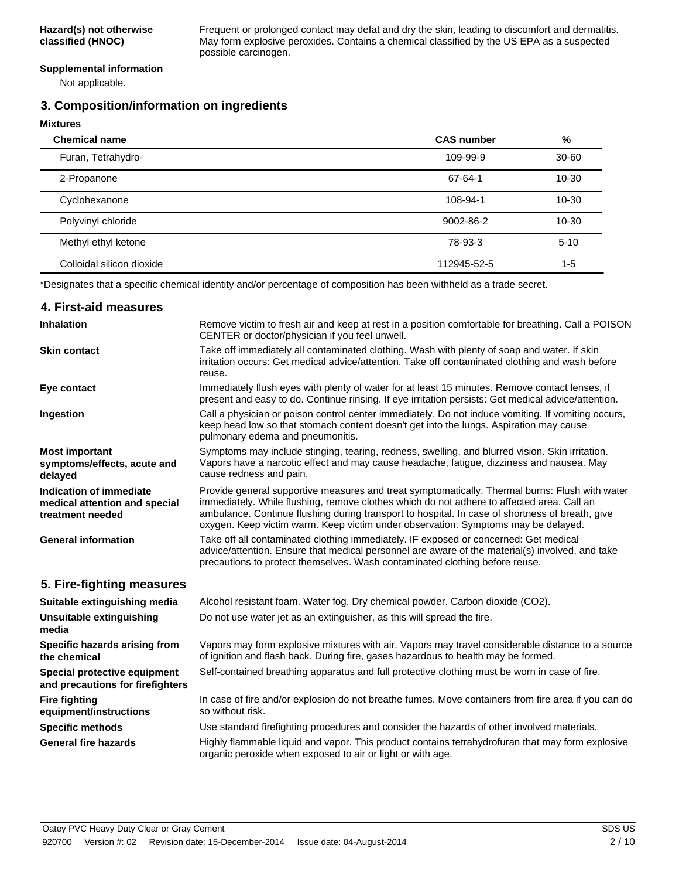**Hazard(s) not otherwise classified (HNOC)**

Frequent or prolonged contact may defat and dry the skin, leading to discomfort and dermatitis. May form explosive peroxides. Contains a chemical classified by the US EPA as a suspected possible carcinogen.

**Supplemental information**

Not applicable.

## 3. Composition/information on ingredients

**Mixtures**

| Chemical name | CAS number | % |
|---|---|---|
| Furan, Tetrahydro- | 109-99-9 | 30-60 |
| 2-Propanone | 67-64-1 | 10-30 |
| Cyclohexanone | 108-94-1 | 10-30 |
| Polyvinyl chloride | 9002-86-2 | 10-30 |
| Methyl ethyl ketone | 78-93-3 | 5-10 |
| Colloidal silicon dioxide | 112945-52-5 | 1-5 |

*Designates that a specific chemical identity and/or percentage of composition has been withheld as a trade secret.

## 4. First-aid measures

**Inhalation**

Remove victim to fresh air and keep at rest in a position comfortable for breathing. Call a POISON CENTER or doctor/physician if you feel unwell.

**Skin contact**

Take off immediately all contaminated clothing. Wash with plenty of soap and water. If skin irritation occurs: Get medical advice/attention. Take off contaminated clothing and wash before reuse.

**Eye contact**

Immediately flush eyes with plenty of water for at least 15 minutes. Remove contact lenses, if present and easy to do. Continue rinsing. If eye irritation persists: Get medical advice/attention.

**Ingestion**

Call a physician or poison control center immediately. Do not induce vomiting. If vomiting occurs, keep head low so that stomach content doesn't get into the lungs. Aspiration may cause pulmonary edema and pneumonitis.

**Most important symptoms/effects, acute and delayed**

Symptoms may include stinging, tearing, redness, swelling, and blurred vision. Skin irritation. Vapors have a narcotic effect and may cause headache, fatigue, dizziness and nausea. May cause redness and pain.

**Indication of immediate medical attention and special treatment needed**

Provide general supportive measures and treat symptomatically. Thermal burns: Flush with water immediately. While flushing, remove clothes which do not adhere to affected area. Call an ambulance. Continue flushing during transport to hospital. In case of shortness of breath, give oxygen. Keep victim warm. Keep victim under observation. Symptoms may be delayed.

**General information**

Take off all contaminated clothing immediately. IF exposed or concerned: Get medical advice/attention. Ensure that medical personnel are aware of the material(s) involved, and take precautions to protect themselves. Wash contaminated clothing before reuse.

## 5. Fire-fighting measures

**Suitable extinguishing media**

Alcohol resistant foam. Water fog. Dry chemical powder. Carbon dioxide ($CO_2$).

**Unsuitable extinguishing media**

Do not use water jet as an extinguisher, as this will spread the fire.

**Specific hazards arising from the chemical**

Vapors may form explosive mixtures with air. Vapors may travel considerable distance to a source of ignition and flash back. During fire, gases hazardous to health may be formed.

**Special protective equipment and precautions for firefighters**

Self-contained breathing apparatus and full protective clothing must be worn in case of fire.

**Fire fighting equipment/instructions**

In case of fire and/or explosion do not breathe fumes. Move containers from fire area if you can do so without risk.

**Specific methods**

Use standard firefighting procedures and consider the hazards of other involved materials.

**General fire hazards**

Highly flammable liquid and vapor. This product contains tetrahydrofuran that may form explosive organic peroxide when exposed to air or light or with age.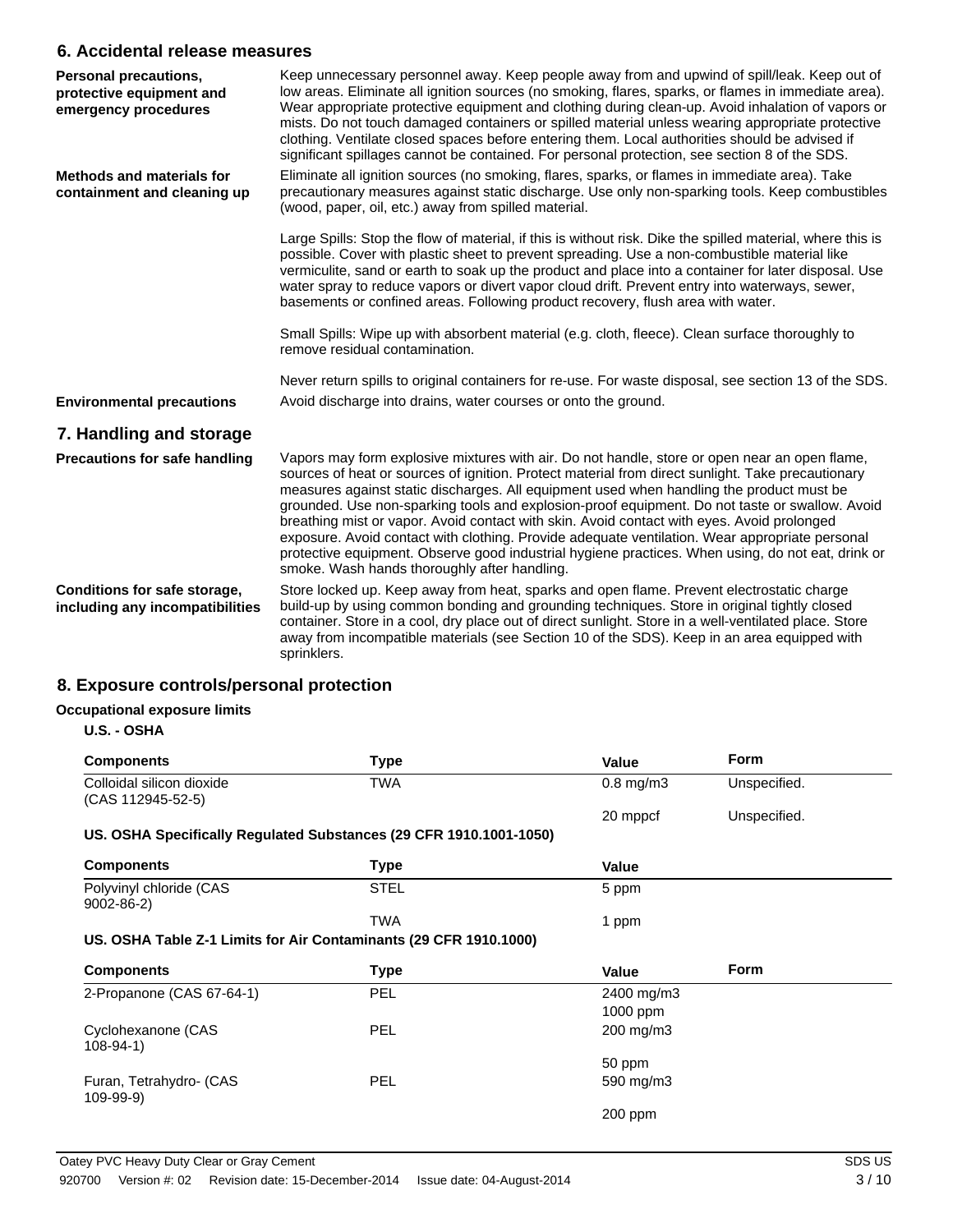## 6. Accidental release measures

**Personal precautions, protective equipment and emergency procedures**

Keep unnecessary personnel away. Keep people away from and upwind of spill/leak. Keep out of low areas. Eliminate all ignition sources (no smoking, flares, sparks, or flames in immediate area). Wear appropriate protective equipment and clothing during clean-up. Avoid inhalation of vapors or mists. Do not touch damaged containers or spilled material unless wearing appropriate protective clothing. Ventilate closed spaces before entering them. Local authorities should be advised if significant spillages cannot be contained. For personal protection, see section 8 of the SDS.

**Methods and materials for containment and cleaning up**

Eliminate all ignition sources (no smoking, flares, sparks, or flames in immediate area). Take precautionary measures against static discharge. Use only non-sparking tools. Keep combustibles (wood, paper, oil, etc.) away from spilled material.

Large Spills: Stop the flow of material, if this is without risk. Dike the spilled material, where this is possible. Cover with plastic sheet to prevent spreading. Use a non-combustible material like vermiculite, sand or earth to soak up the product and place into a container for later disposal. Use water spray to reduce vapors or divert vapor cloud drift. Prevent entry into waterways, sewer, basements or confined areas. Following product recovery, flush area with water.

Small Spills: Wipe up with absorbent material (e.g. cloth, fleece). Clean surface thoroughly to remove residual contamination.

Never return spills to original containers for re-use. For waste disposal, see section 13 of the SDS.

**Environmental precautions**

Avoid discharge into drains, water courses or onto the ground.

## 7. Handling and storage

**Precautions for safe handling**

Vapors may form explosive mixtures with air. Do not handle, store or open near an open flame, sources of heat or sources of ignition. Protect material from direct sunlight. Take precautionary measures against static discharges. All equipment used when handling the product must be grounded. Use non-sparking tools and explosion-proof equipment. Do not taste or swallow. Avoid breathing mist or vapor. Avoid contact with skin. Avoid contact with eyes. Avoid prolonged exposure. Avoid contact with clothing. Provide adequate ventilation. Wear appropriate personal protective equipment. Observe good industrial hygiene practices. When using, do not eat, drink or smoke. Wash hands thoroughly after handling.

**Conditions for safe storage, including any incompatibilities**

Store locked up. Keep away from heat, sparks and open flame. Prevent electrostatic charge build-up by using common bonding and grounding techniques. Store in original tightly closed container. Store in a cool, dry place out of direct sunlight. Store in a well-ventilated place. Store away from incompatible materials (see Section 10 of the SDS). Keep in an area equipped with sprinklers.

## 8. Exposure controls/personal protection

**Occupational exposure limits**

**U.S. - OSHA**

| Components | Type | Value | Form |
|---|---|---|---|
| Colloidal silicon dioxide (CAS 112945-52-5) | TWA | 0.8 mg/m3 | Unspecified. |
| | | 20 mppcf | Unspecified. |

**US. OSHA Specifically Regulated Substances (29 CFR 1910.1001-1050)**

| Components | Type | Value |
|---|---|---|
| Polyvinyl chloride (CAS 9002-86-2) | STEL | 5 ppm |
| | TWA | 1 ppm |

**US. OSHA Table Z-1 Limits for Air Contaminants (29 CFR 1910.1000)**

| Components | Type | Value | Form |
|---|---|---|---|
| 2-Propanone (CAS 67-64-1) | PEL | 2400 mg/m3 | |
| | | 1000 ppm | |
| Cyclohexanone (CAS 108-94-1) | PEL | 200 mg/m3 | |
| | | 50 ppm | |
| Furan, Tetrahydro- (CAS 109-99-9) | PEL | 590 mg/m3 | |
| | | 200 ppm | |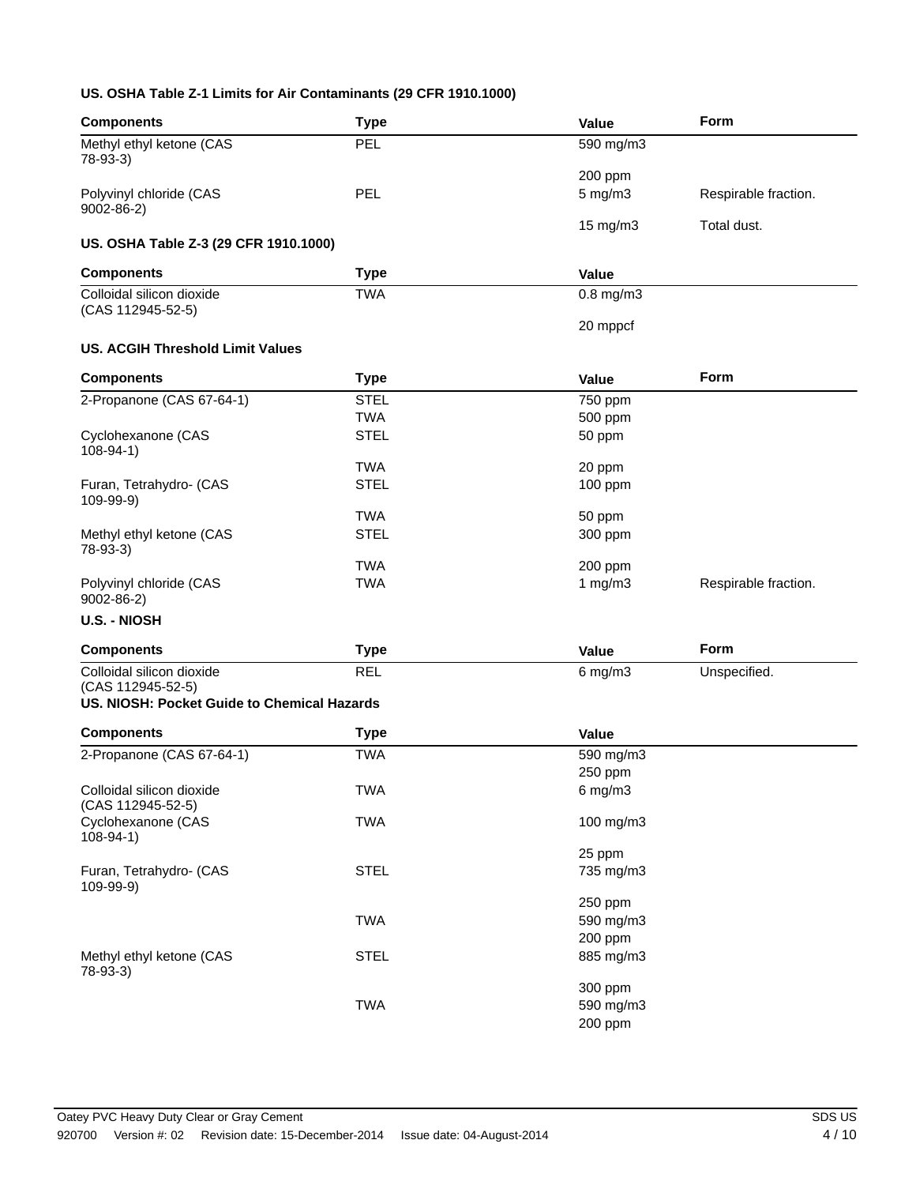**US. OSHA Table Z-1 Limits for Air Contaminants (29 CFR 1910.1000)**

| Components | Type | Value | Form |
|---|---|---|---|
| Methyl ethyl ketone (CAS 78-93-3) | PEL | 590 mg/m3 | |
| | | 200 ppm | |
| Polyvinyl chloride (CAS 9002-86-2) | PEL | 5 mg/m3 | Respirable fraction. |
| | | 15 mg/m3 | Total dust. |

**US. OSHA Table Z-3 (29 CFR 1910.1000)**

| Components | Type | Value |
|---|---|---|
| Colloidal silicon dioxide (CAS 112945-52-5) | TWA | 0.8 mg/m3 |
| | | 20 mppcf |

**US. ACGIH Threshold Limit Values**

| Components | Type | Value | Form |
|---|---|---|---|
| 2-Propanone (CAS 67-64-1) | STEL | 750 ppm | |
| | TWA | 500 ppm | |
| Cyclohexanone (CAS 108-94-1) | STEL | 50 ppm | |
| | TWA | 20 ppm | |
| Furan, Tetrahydro- (CAS 109-99-9) | STEL | 100 ppm | |
| | TWA | 50 ppm | |
| Methyl ethyl ketone (CAS 78-93-3) | STEL | 300 ppm | |
| | TWA | 200 ppm | |
| Polyvinyl chloride (CAS 9002-86-2) | TWA | 1 mg/m3 | Respirable fraction. |

**U.S. - NIOSH**

| Components | Type | Value | Form |
|---|---|---|---|
| Colloidal silicon dioxide (CAS 112945-52-5) | REL | 6 mg/m3 | Unspecified. |

**US. NIOSH: Pocket Guide to Chemical Hazards**

| Components | Type | Value |
|---|---|---|
| 2-Propanone (CAS 67-64-1) | TWA | 590 mg/m3 |
| | | 250 ppm |
| Colloidal silicon dioxide (CAS 112945-52-5) | TWA | 6 mg/m3 |
| Cyclohexanone (CAS 108-94-1) | TWA | 100 mg/m3 |
| | | 25 ppm |
| Furan, Tetrahydro- (CAS 109-99-9) | STEL | 735 mg/m3 |
| | | 250 ppm |
| | TWA | 590 mg/m3 |
| | | 200 ppm |
| Methyl ethyl ketone (CAS 78-93-3) | STEL | 885 mg/m3 |
| | | 300 ppm |
| | TWA | 590 mg/m3 |
| | | 200 ppm |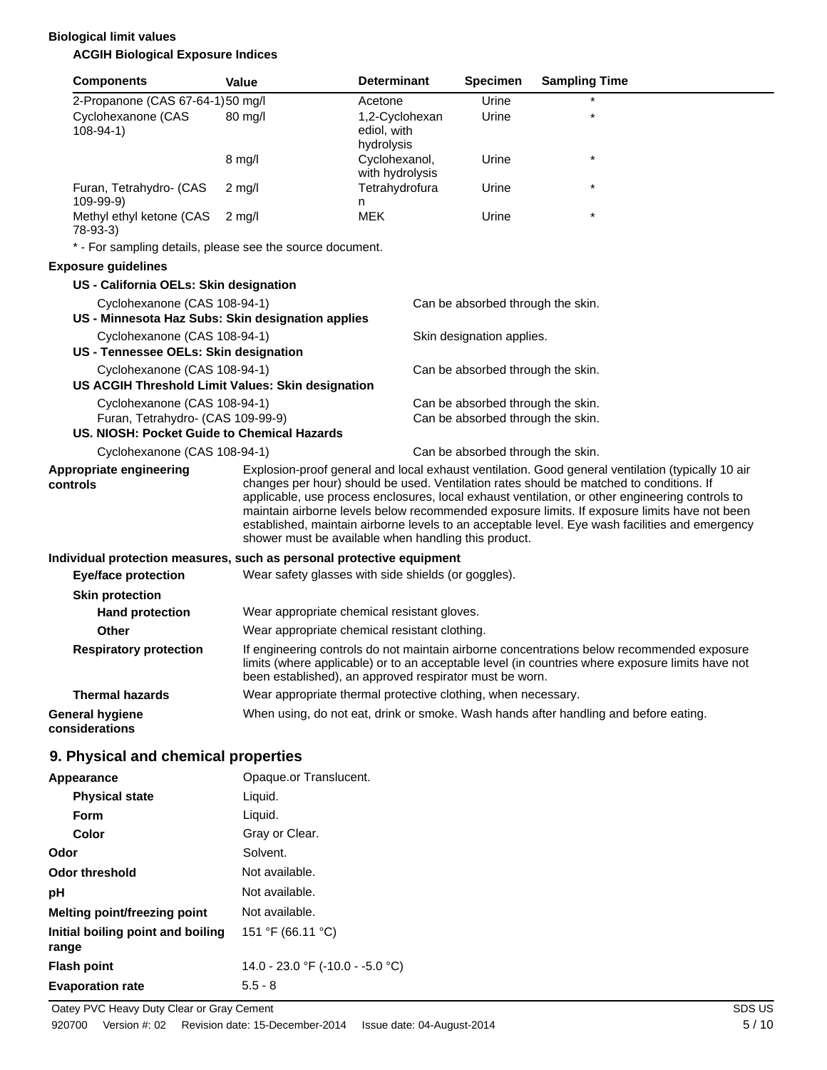**Biological limit values**

**ACGIH Biological Exposure Indices**

| Components | Value | Determinant | Specimen | Sampling Time |
|---|---|---|---|---|
| 2-Propanone (CAS 67-64-1) | 50 mg/l | Acetone | Urine | * |
| Cyclohexanone (CAS 108-94-1) | 80 mg/l | 1,2-Cyclohexanediol, with hydrolysis | Urine | * |
| | 8 mg/l | Cyclohexanol, with hydrolysis | Urine | * |
| Furan, Tetrahydro- (CAS 109-99-9) | 2 mg/l | Tetrahydrofuran | Urine | * |
| Methyl ethyl ketone (CAS 78-93-3) | 2 mg/l | MEK | Urine | * |

* - For sampling details, please see the source document.

**Exposure guidelines**

**US - California OELs: Skin designation**

Cyclohexanone (CAS 108-94-1) — Can be absorbed through the skin.

**US - Minnesota Haz Subs: Skin designation applies**

Cyclohexanone (CAS 108-94-1) — Skin designation applies.

**US - Tennessee OELs: Skin designation**

Cyclohexanone (CAS 108-94-1) — Can be absorbed through the skin.

**US ACGIH Threshold Limit Values: Skin designation**

Cyclohexanone (CAS 108-94-1) — Can be absorbed through the skin.

Furan, Tetrahydro- (CAS 109-99-9) — Can be absorbed through the skin.

**US. NIOSH: Pocket Guide to Chemical Hazards**

Cyclohexanone (CAS 108-94-1) — Can be absorbed through the skin.

**Appropriate engineering controls**

Explosion-proof general and local exhaust ventilation. Good general ventilation (typically 10 air changes per hour) should be used. Ventilation rates should be matched to conditions. If applicable, use process enclosures, local exhaust ventilation, or other engineering controls to maintain airborne levels below recommended exposure limits. If exposure limits have not been established, maintain airborne levels to an acceptable level. Eye wash facilities and emergency shower must be available when handling this product.

**Individual protection measures, such as personal protective equipment**

**Eye/face protection**

Wear safety glasses with side shields (or goggles).

**Skin protection**

**Hand protection**

Wear appropriate chemical resistant gloves.

**Other**

Wear appropriate chemical resistant clothing.

**Respiratory protection**

If engineering controls do not maintain airborne concentrations below recommended exposure limits (where applicable) or to an acceptable level (in countries where exposure limits have not been established), an approved respirator must be worn.

**Thermal hazards**

Wear appropriate thermal protective clothing, when necessary.

**General hygiene considerations**

When using, do not eat, drink or smoke. Wash hands after handling and before eating.

## 9. Physical and chemical properties

| | |
|---|---|
| **Appearance** | Opaque.or Translucent. |
| **Physical state** | Liquid. |
| **Form** | Liquid. |
| **Color** | Gray or Clear. |
| **Odor** | Solvent. |
| **Odor threshold** | Not available. |
| **pH** | Not available. |
| **Melting point/freezing point** | Not available. |
| **Initial boiling point and boiling range** | 151 °F (66.11 °C) |
| **Flash point** | 14.0 - 23.0 °F (-10.0 - -5.0 °C) |
| **Evaporation rate** | 5.5 - 8 |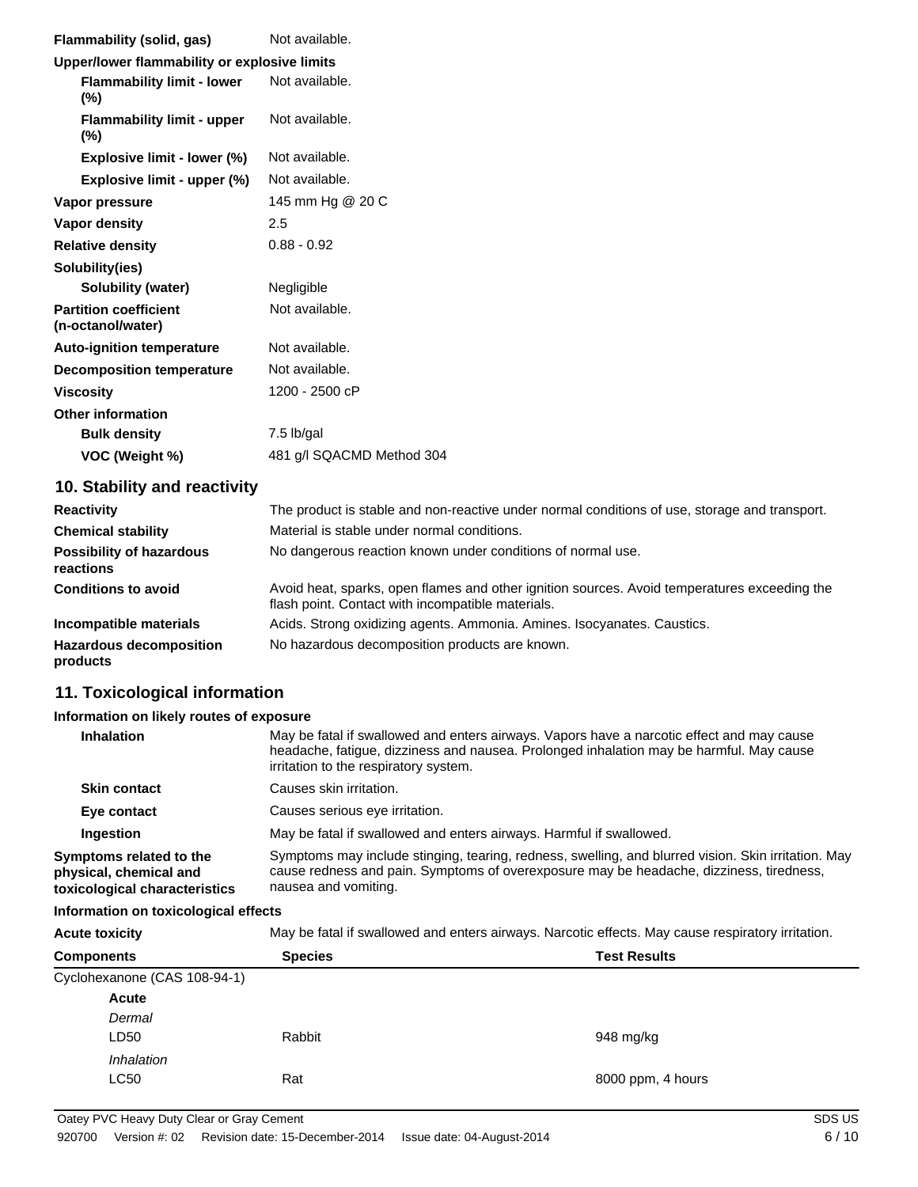| | |
|---|---|
| **Flammability (solid, gas)** | Not available. |
| **Upper/lower flammability or explosive limits** | |
| **Flammability limit - lower (%)** | Not available. |
| **Flammability limit - upper (%)** | Not available. |
| **Explosive limit - lower (%)** | Not available. |
| **Explosive limit - upper (%)** | Not available. |
| **Vapor pressure** | 145 mm Hg @ 20 C |
| **Vapor density** | 2.5 |
| **Relative density** | 0.88 - 0.92 |
| **Solubility(ies)** | |
| **Solubility (water)** | Negligible |
| **Partition coefficient (n-octanol/water)** | Not available. |
| **Auto-ignition temperature** | Not available. |
| **Decomposition temperature** | Not available. |
| **Viscosity** | 1200 - 2500 cP |
| **Other information** | |
| **Bulk density** | 7.5 lb/gal |
| **VOC (Weight %)** | 481 g/l SQACMD Method 304 |

## 10. Stability and reactivity

| | |
|---|---|
| **Reactivity** | The product is stable and non-reactive under normal conditions of use, storage and transport. |
| **Chemical stability** | Material is stable under normal conditions. |
| **Possibility of hazardous reactions** | No dangerous reaction known under conditions of normal use. |
| **Conditions to avoid** | Avoid heat, sparks, open flames and other ignition sources. Avoid temperatures exceeding the flash point. Contact with incompatible materials. |
| **Incompatible materials** | Acids. Strong oxidizing agents. Ammonia. Amines. Isocyanates. Caustics. |
| **Hazardous decomposition products** | No hazardous decomposition products are known. |

## 11. Toxicological information

**Information on likely routes of exposure**

| | |
|---|---|
| **Inhalation** | May be fatal if swallowed and enters airways. Vapors have a narcotic effect and may cause headache, fatigue, dizziness and nausea. Prolonged inhalation may be harmful. May cause irritation to the respiratory system. |
| **Skin contact** | Causes skin irritation. |
| **Eye contact** | Causes serious eye irritation. |
| **Ingestion** | May be fatal if swallowed and enters airways. Harmful if swallowed. |
| **Symptoms related to the physical, chemical and toxicological characteristics** | Symptoms may include stinging, tearing, redness, swelling, and blurred vision. Skin irritation. May cause redness and pain. Symptoms of overexposure may be headache, dizziness, tiredness, nausea and vomiting. |

**Information on toxicological effects**

**Acute toxicity** May be fatal if swallowed and enters airways. Narcotic effects. May cause respiratory irritation.

| Components | Species | Test Results |
|---|---|---|
| Cyclohexanone (CAS 108-94-1) | | |
| **Acute** | | |
| *Dermal* | | |
| LD50 | Rabbit | 948 mg/kg |
| *Inhalation* | | |
| LC50 | Rat | 8000 ppm, 4 hours |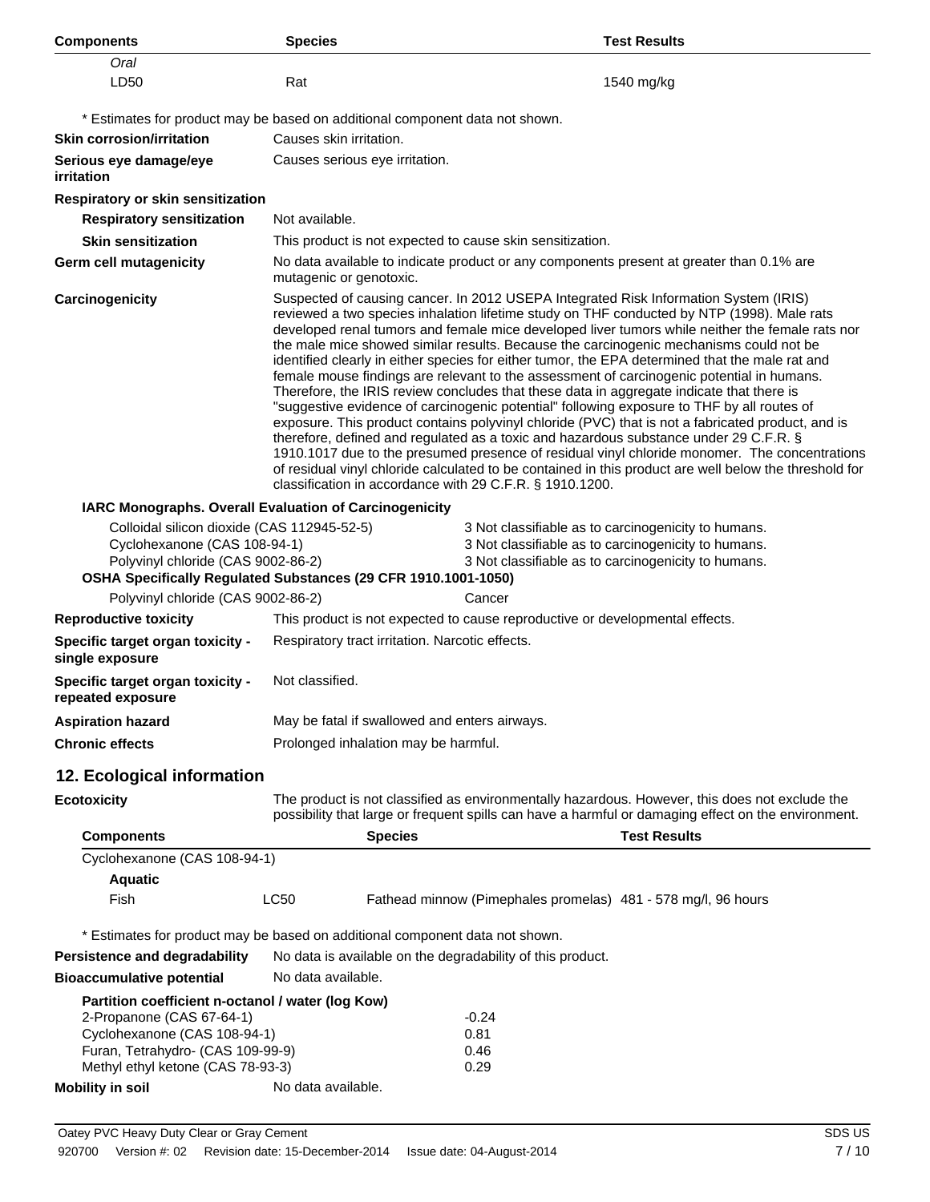| Components | Species | Test Results |
| --- | --- | --- |
| *Oral* | | |
| LD50 | Rat | 1540 mg/kg |

\* Estimates for product may be based on additional component data not shown.

**Skin corrosion/irritation** Causes skin irritation.

**Serious eye damage/eye irritation** Causes serious eye irritation.

**Respiratory or skin sensitization**

**Respiratory sensitization** Not available.

**Skin sensitization** This product is not expected to cause skin sensitization.

**Germ cell mutagenicity** No data available to indicate product or any components present at greater than 0.1% are mutagenic or genotoxic.

**Carcinogenicity** Suspected of causing cancer. In 2012 USEPA Integrated Risk Information System (IRIS) reviewed a two species inhalation lifetime study on THF conducted by NTP (1998). Male rats developed renal tumors and female mice developed liver tumors while neither the female rats nor the male mice showed similar results. Because the carcinogenic mechanisms could not be identified clearly in either species for either tumor, the EPA determined that the male rat and female mouse findings are relevant to the assessment of carcinogenic potential in humans. Therefore, the IRIS review concludes that these data in aggregate indicate that there is "suggestive evidence of carcinogenic potential" following exposure to THF by all routes of exposure. This product contains polyvinyl chloride (PVC) that is not a fabricated product, and is therefore, defined and regulated as a toxic and hazardous substance under 29 C.F.R. § 1910.1017 due to the presumed presence of residual vinyl chloride monomer. The concentrations of residual vinyl chloride calculated to be contained in this product are well below the threshold for classification in accordance with 29 C.F.R. § 1910.1200.

**IARC Monographs. Overall Evaluation of Carcinogenicity**

| | |
| --- | --- |
| Colloidal silicon dioxide (CAS 112945-52-5) | 3 Not classifiable as to carcinogenicity to humans. |
| Cyclohexanone (CAS 108-94-1) | 3 Not classifiable as to carcinogenicity to humans. |
| Polyvinyl chloride (CAS 9002-86-2) | 3 Not classifiable as to carcinogenicity to humans. |

**OSHA Specifically Regulated Substances (29 CFR 1910.1001-1050)**

| | |
| --- | --- |
| Polyvinyl chloride (CAS 9002-86-2) | Cancer |

**Reproductive toxicity** This product is not expected to cause reproductive or developmental effects.

**Specific target organ toxicity - single exposure** Respiratory tract irritation. Narcotic effects.

**Specific target organ toxicity - repeated exposure** Not classified.

**Aspiration hazard** May be fatal if swallowed and enters airways.

**Chronic effects** Prolonged inhalation may be harmful.

## 12. Ecological information

**Ecotoxicity** The product is not classified as environmentally hazardous. However, this does not exclude the possibility that large or frequent spills can have a harmful or damaging effect on the environment.

| Components | | Species | Test Results |
| --- | --- | --- | --- |
| Cyclohexanone (CAS 108-94-1) | | | |
| **Aquatic** | | | |
| Fish | LC50 | Fathead minnow (Pimephales promelas) | 481 - 578 mg/l, 96 hours |

\* Estimates for product may be based on additional component data not shown.

**Persistence and degradability** No data is available on the degradability of this product.

**Bioaccumulative potential** No data available.

**Partition coefficient n-octanol / water (log Kow)**

| | |
| --- | --- |
| 2-Propanone (CAS 67-64-1) | -0.24 |
| Cyclohexanone (CAS 108-94-1) | 0.81 |
| Furan, Tetrahydro- (CAS 109-99-9) | 0.46 |
| Methyl ethyl ketone (CAS 78-93-3) | 0.29 |

**Mobility in soil** No data available.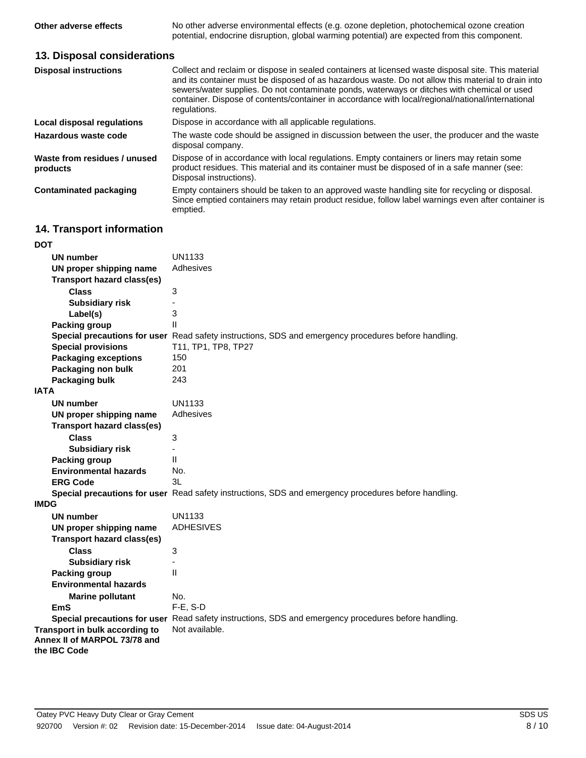| | |
|---|---|
| **Other adverse effects** | No other adverse environmental effects (e.g. ozone depletion, photochemical ozone creation potential, endocrine disruption, global warming potential) are expected from this component. |

## 13. Disposal considerations

| | |
|---|---|
| **Disposal instructions** | Collect and reclaim or dispose in sealed containers at licensed waste disposal site. This material and its container must be disposed of as hazardous waste. Do not allow this material to drain into sewers/water supplies. Do not contaminate ponds, waterways or ditches with chemical or used container. Dispose of contents/container in accordance with local/regional/national/international regulations. |
| **Local disposal regulations** | Dispose in accordance with all applicable regulations. |
| **Hazardous waste code** | The waste code should be assigned in discussion between the user, the producer and the waste disposal company. |
| **Waste from residues / unused products** | Dispose of in accordance with local regulations. Empty containers or liners may retain some product residues. This material and its container must be disposed of in a safe manner (see: Disposal instructions). |
| **Contaminated packaging** | Empty containers should be taken to an approved waste handling site for recycling or disposal. Since emptied containers may retain product residue, follow label warnings even after container is emptied. |

## 14. Transport information

**DOT**

| | |
|---|---|
| **UN number** | UN1133 |
| **UN proper shipping name** | Adhesives |
| **Transport hazard class(es)** | |
| **Class** | 3 |
| **Subsidiary risk** | - |
| **Label(s)** | 3 |
| **Packing group** | II |
| **Special precautions for user** | Read safety instructions, SDS and emergency procedures before handling. |
| **Special provisions** | T11, TP1, TP8, TP27 |
| **Packaging exceptions** | 150 |
| **Packaging non bulk** | 201 |
| **Packaging bulk** | 243 |

**IATA**

| | |
|---|---|
| **UN number** | UN1133 |
| **UN proper shipping name** | Adhesives |
| **Transport hazard class(es)** | |
| **Class** | 3 |
| **Subsidiary risk** | - |
| **Packing group** | II |
| **Environmental hazards** | No. |
| **ERG Code** | 3L |
| **Special precautions for user** | Read safety instructions, SDS and emergency procedures before handling. |

**IMDG**

| | |
|---|---|
| **UN number** | UN1133 |
| **UN proper shipping name** | ADHESIVES |
| **Transport hazard class(es)** | |
| **Class** | 3 |
| **Subsidiary risk** | - |
| **Packing group** | II |
| **Environmental hazards** | |
| **Marine pollutant** | No. |
| **EmS** | F-E, S-D |
| **Special precautions for user** | Read safety instructions, SDS and emergency procedures before handling. |

| | |
|---|---|
| **Transport in bulk according to Annex II of MARPOL 73/78 and the IBC Code** | Not available. |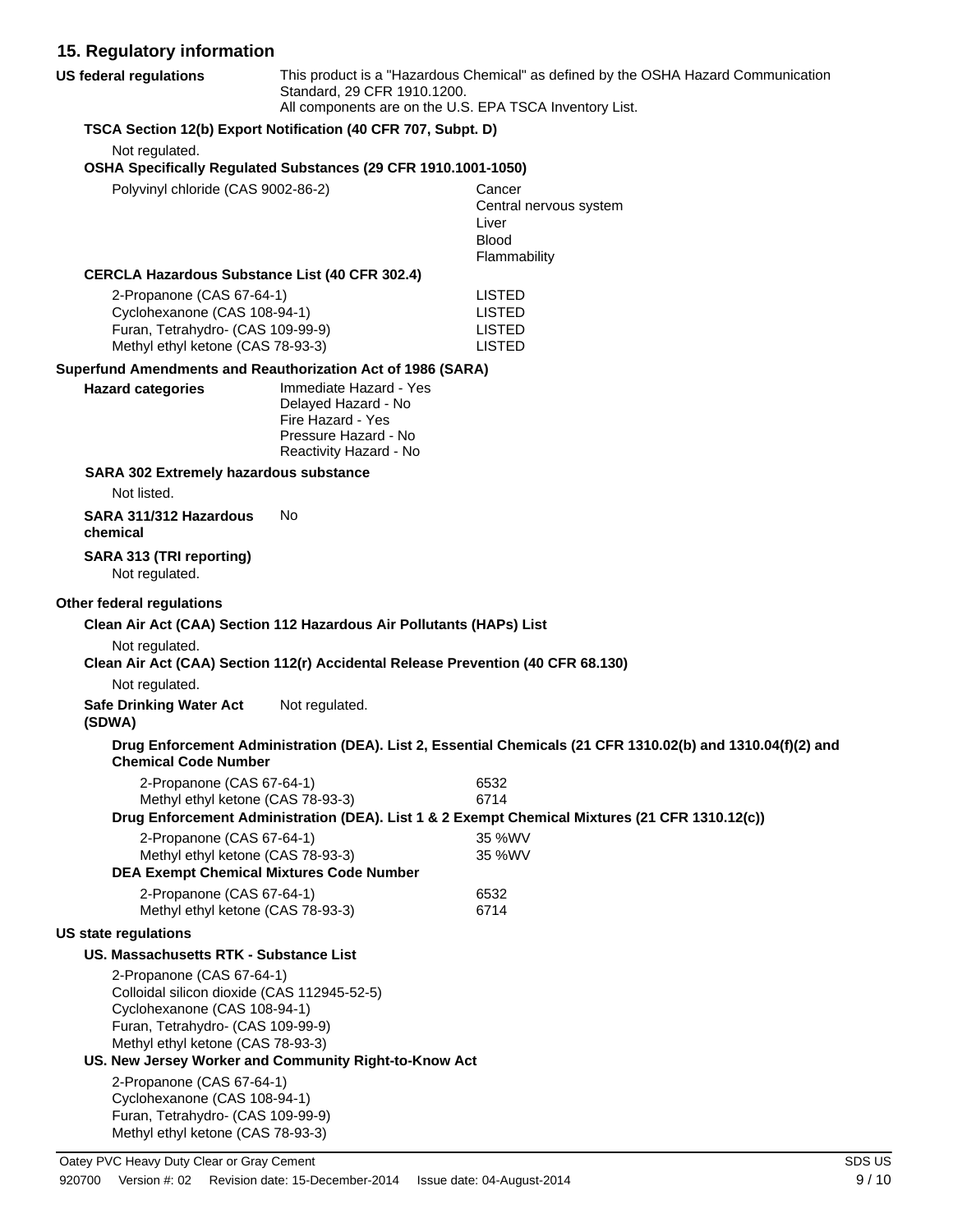## 15. Regulatory information

**US federal regulations**

This product is a "Hazardous Chemical" as defined by the OSHA Hazard Communication Standard, 29 CFR 1910.1200.
All components are on the U.S. EPA TSCA Inventory List.

**TSCA Section 12(b) Export Notification (40 CFR 707, Subpt. D)**

Not regulated.

**OSHA Specifically Regulated Substances (29 CFR 1910.1001-1050)**

| | |
|---|---|
| Polyvinyl chloride (CAS 9002-86-2) | Cancer<br>Central nervous system<br>Liver<br>Blood<br>Flammability |

**CERCLA Hazardous Substance List (40 CFR 302.4)**

| | |
|---|---|
| 2-Propanone (CAS 67-64-1) | LISTED |
| Cyclohexanone (CAS 108-94-1) | LISTED |
| Furan, Tetrahydro- (CAS 109-99-9) | LISTED |
| Methyl ethyl ketone (CAS 78-93-3) | LISTED |

**Superfund Amendments and Reauthorization Act of 1986 (SARA)**

**Hazard categories**

Immediate Hazard - Yes
Delayed Hazard - No
Fire Hazard - Yes
Pressure Hazard - No
Reactivity Hazard - No

**SARA 302 Extremely hazardous substance**

Not listed.

**SARA 311/312 Hazardous chemical** No

**SARA 313 (TRI reporting)**

Not regulated.

**Other federal regulations**

**Clean Air Act (CAA) Section 112 Hazardous Air Pollutants (HAPs) List**

Not regulated.

**Clean Air Act (CAA) Section 112(r) Accidental Release Prevention (40 CFR 68.130)**

Not regulated.

**Safe Drinking Water Act (SDWA)** Not regulated.

**Drug Enforcement Administration (DEA). List 2, Essential Chemicals (21 CFR 1310.02(b) and 1310.04(f)(2) and Chemical Code Number**

| | |
|---|---|
| 2-Propanone (CAS 67-64-1) | 6532 |
| Methyl ethyl ketone (CAS 78-93-3) | 6714 |

**Drug Enforcement Administration (DEA). List 1 & 2 Exempt Chemical Mixtures (21 CFR 1310.12(c))**

| | |
|---|---|
| 2-Propanone (CAS 67-64-1) | 35 %WV |
| Methyl ethyl ketone (CAS 78-93-3) | 35 %WV |

**DEA Exempt Chemical Mixtures Code Number**

| | |
|---|---|
| 2-Propanone (CAS 67-64-1) | 6532 |
| Methyl ethyl ketone (CAS 78-93-3) | 6714 |

**US state regulations**

**US. Massachusetts RTK - Substance List**

2-Propanone (CAS 67-64-1)
Colloidal silicon dioxide (CAS 112945-52-5)
Cyclohexanone (CAS 108-94-1)
Furan, Tetrahydro- (CAS 109-99-9)
Methyl ethyl ketone (CAS 78-93-3)

**US. New Jersey Worker and Community Right-to-Know Act**

2-Propanone (CAS 67-64-1)
Cyclohexanone (CAS 108-94-1)
Furan, Tetrahydro- (CAS 109-99-9)
Methyl ethyl ketone (CAS 78-93-3)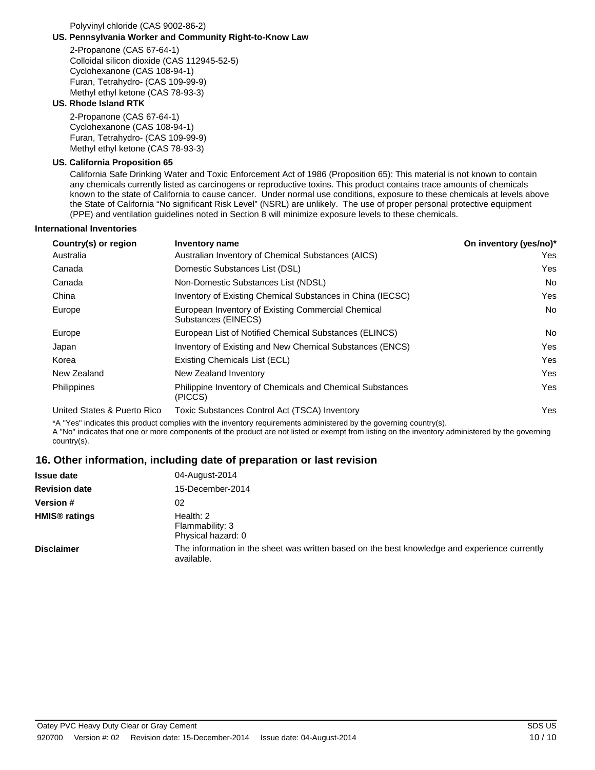Polyvinyl chloride (CAS 9002-86-2)

**US. Pennsylvania Worker and Community Right-to-Know Law**

2-Propanone (CAS 67-64-1)
Colloidal silicon dioxide (CAS 112945-52-5)
Cyclohexanone (CAS 108-94-1)
Furan, Tetrahydro- (CAS 109-99-9)
Methyl ethyl ketone (CAS 78-93-3)

**US. Rhode Island RTK**

2-Propanone (CAS 67-64-1)
Cyclohexanone (CAS 108-94-1)
Furan, Tetrahydro- (CAS 109-99-9)
Methyl ethyl ketone (CAS 78-93-3)

**US. California Proposition 65**

California Safe Drinking Water and Toxic Enforcement Act of 1986 (Proposition 65): This material is not known to contain any chemicals currently listed as carcinogens or reproductive toxins. This product contains trace amounts of chemicals known to the state of California to cause cancer. Under normal use conditions, exposure to these chemicals at levels above the State of California "No significant Risk Level" (NSRL) are unlikely. The use of proper personal protective equipment (PPE) and ventilation guidelines noted in Section 8 will minimize exposure levels to these chemicals.

**International Inventories**

| Country(s) or region | Inventory name | On inventory (yes/no)* |
|---|---|---|
| Australia | Australian Inventory of Chemical Substances (AICS) | Yes |
| Canada | Domestic Substances List (DSL) | Yes |
| Canada | Non-Domestic Substances List (NDSL) | No |
| China | Inventory of Existing Chemical Substances in China (IECSC) | Yes |
| Europe | European Inventory of Existing Commercial Chemical Substances (EINECS) | No |
| Europe | European List of Notified Chemical Substances (ELINCS) | No |
| Japan | Inventory of Existing and New Chemical Substances (ENCS) | Yes |
| Korea | Existing Chemicals List (ECL) | Yes |
| New Zealand | New Zealand Inventory | Yes |
| Philippines | Philippine Inventory of Chemicals and Chemical Substances (PICCS) | Yes |
| United States & Puerto Rico | Toxic Substances Control Act (TSCA) Inventory | Yes |

*A "Yes" indicates this product complies with the inventory requirements administered by the governing country(s).
A "No" indicates that one or more components of the product are not listed or exempt from listing on the inventory administered by the governing country(s).

## 16. Other information, including date of preparation or last revision

**Issue date** 04-August-2014

**Revision date** 15-December-2014

**Version #** 02

**HMIS® ratings** Health: 2
Flammability: 3
Physical hazard: 0

**Disclaimer** The information in the sheet was written based on the best knowledge and experience currently available.